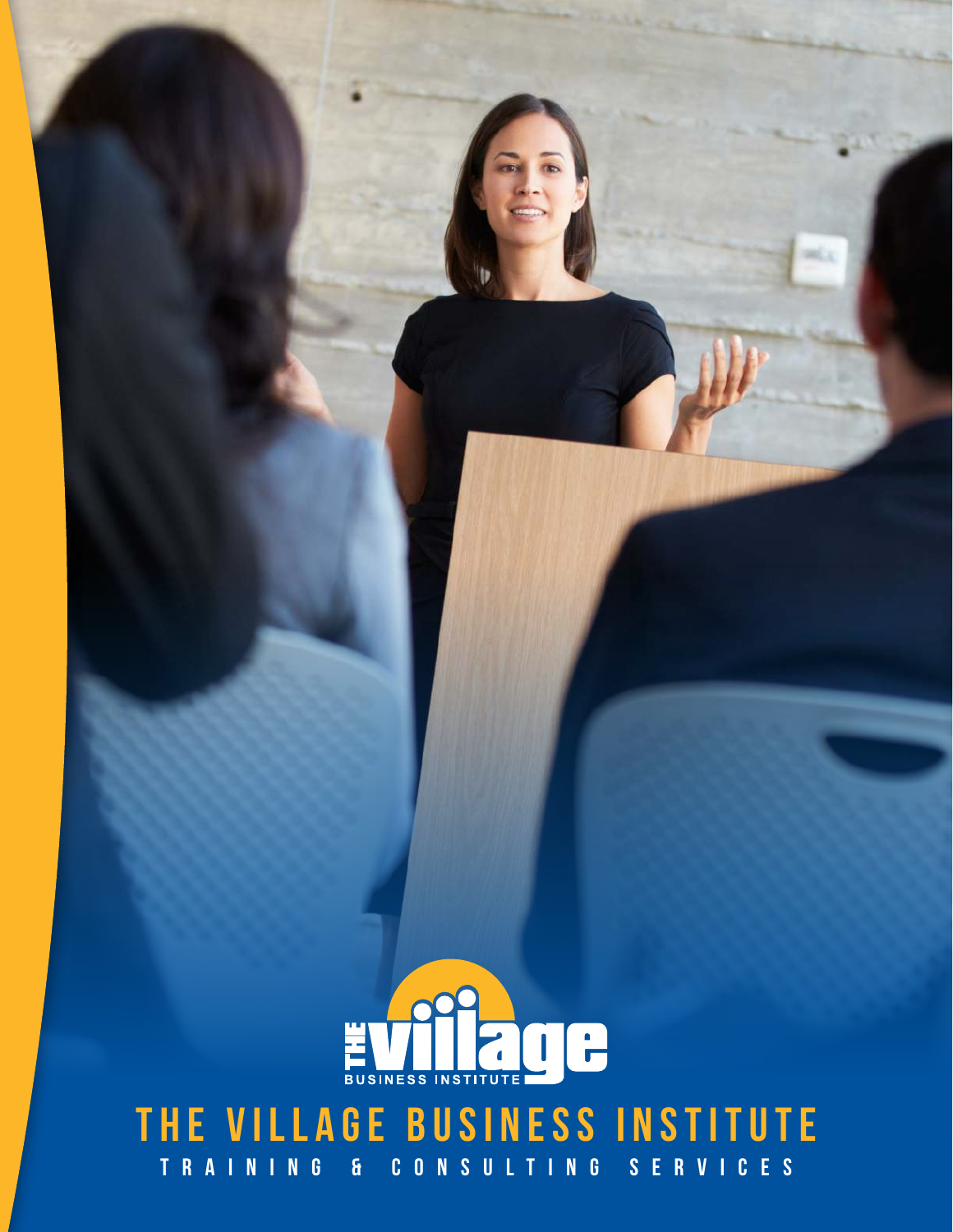# THE VILLAGE BUSINESS INSTITUTE

TRAINING & CONSULTING SERVICES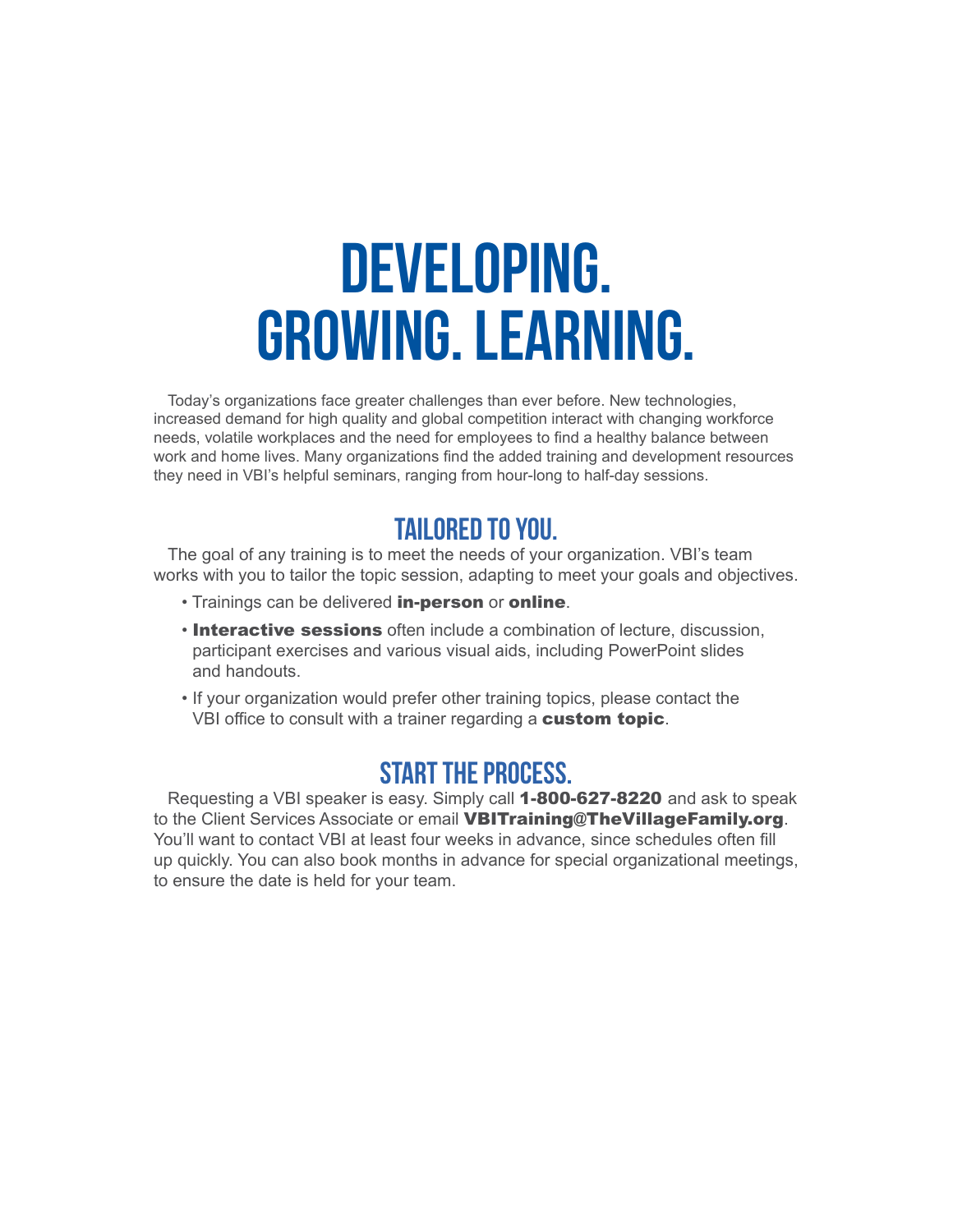# DEVELOPING. GROWING. LEARNING.

Today's organizations face greater challenges than ever before. New technologies, increased demand for high quality and global competition interact with changing workforce needs, volatile workplaces and the need for employees to find a healthy balance between work and home lives. Many organizations find the added training and development resources they need in VBI's helpful seminars, ranging from hour-long to half-day sessions.

## TAILORED TO YOU.

The goal of any training is to meet the needs of your organization. VBI's team works with you to tailor the topic session, adapting to meet your goals and objectives.

- Trainings can be delivered **in-person** or **online**.
- **Interactive sessions** often include a combination of lecture, discussion, participant exercises and various visual aids, including PowerPoint slides and handouts.
- If your organization would prefer other training topics, please contact the VBI office to consult with a trainer regarding a **custom topic**.

## START THE PROCESS.

Requesting a VBI speaker is easy. Simply call **1-800-627-8220** and ask to speak to the Client Services Associate or email **VBITraining@TheVillageFamily.org**. You'll want to contact VBI at least four weeks in advance, since schedules often fill up quickly. You can also book months in advance for special organizational meetings, to ensure the date is held for your team.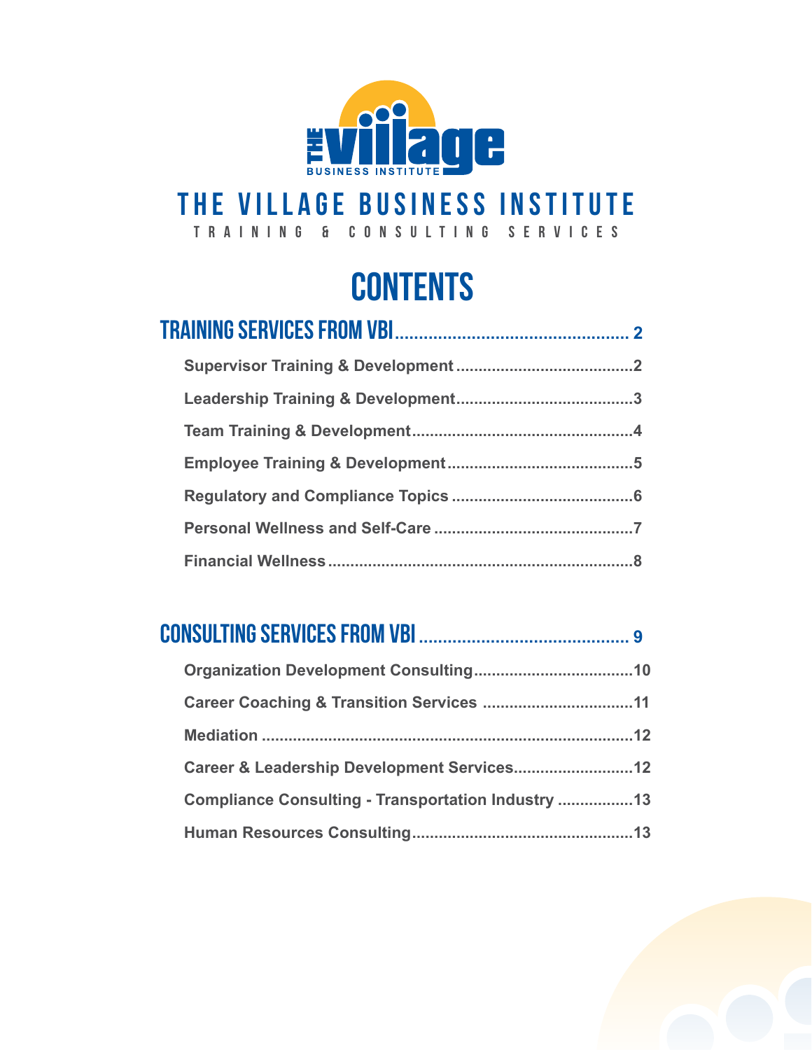# THE VILLAGE BUSINESS INSTITUTE

TRAINING & CONSULTING SERVICES

## CONTENTS

**TRAINING SERVICES FROM VBI** .................................................... 2

- Supervisor Training & Development ........................................ 2
- Leadership Training & Development ........................................ 3
- Team Training & Development .................................................. 4
- Employee Training & Development .......................................... 5
- Regulatory and Compliance Topics .......................................... 6
- Personal Wellness and Self-Care ............................................. 7
- Financial Wellness ..................................................................... 8

**CONSULTING SERVICES FROM VBI** ............................................ 9

- Organization Development Consulting .................................... 10
- Career Coaching & Transition Services .................................. 11
- Mediation ................................................................................. 12
- Career & Leadership Development Services ........................... 12
- Compliance Consulting - Transportation Industry ................. 13
- Human Resources Consulting ................................................. 13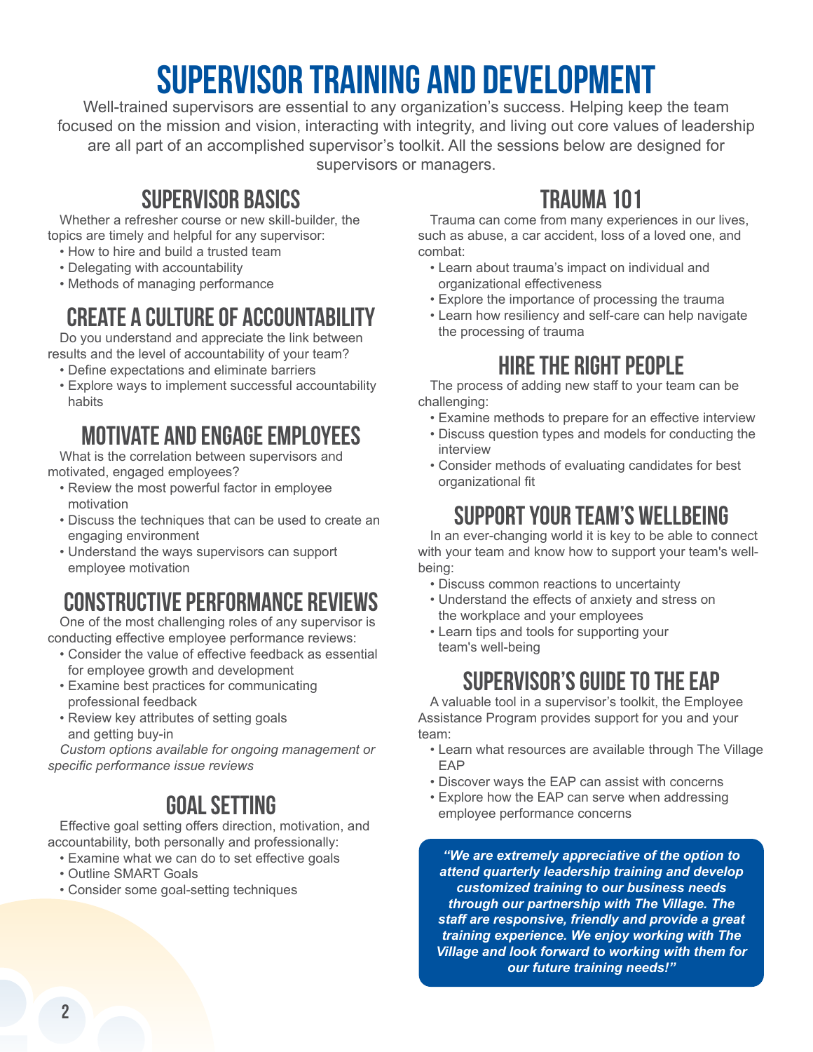# Supervisor Training and Development

Well-trained supervisors are essential to any organization's success. Helping keep the team focused on the mission and vision, interacting with integrity, and living out core values of leadership are all part of an accomplished supervisor's toolkit. All the sessions below are designed for supervisors or managers.

## Supervisor Basics

Whether a refresher course or new skill-builder, the topics are timely and helpful for any supervisor:

- How to hire and build a trusted team
- Delegating with accountability
- Methods of managing performance

## Create a Culture of Accountability

Do you understand and appreciate the link between results and the level of accountability of your team?

- Define expectations and eliminate barriers
- Explore ways to implement successful accountability habits

## Motivate and Engage Employees

What is the correlation between supervisors and motivated, engaged employees?

- Review the most powerful factor in employee motivation
- Discuss the techniques that can be used to create an engaging environment
- Understand the ways supervisors can support employee motivation

## Constructive Performance Reviews

One of the most challenging roles of any supervisor is conducting effective employee performance reviews:

- Consider the value of effective feedback as essential for employee growth and development
- Examine best practices for communicating professional feedback
- Review key attributes of setting goals and getting buy-in

*Custom options available for ongoing management or specific performance issue reviews*

## Goal Setting

Effective goal setting offers direction, motivation, and accountability, both personally and professionally:

- Examine what we can do to set effective goals
- Outline SMART Goals
- Consider some goal-setting techniques

## Trauma 101

Trauma can come from many experiences in our lives, such as abuse, a car accident, loss of a loved one, and combat:

- Learn about trauma's impact on individual and organizational effectiveness
- Explore the importance of processing the trauma
- Learn how resiliency and self-care can help navigate the processing of trauma

## Hire the Right People

The process of adding new staff to your team can be challenging:

- Examine methods to prepare for an effective interview
- Discuss question types and models for conducting the interview
- Consider methods of evaluating candidates for best organizational fit

## Support Your Team's Wellbeing

In an ever-changing world it is key to be able to connect with your team and know how to support your team's well-being:

- Discuss common reactions to uncertainty
- Understand the effects of anxiety and stress on the workplace and your employees
- Learn tips and tools for supporting your team's well-being

## Supervisor's Guide to the EAP

A valuable tool in a supervisor's toolkit, the Employee Assistance Program provides support for you and your team:

- Learn what resources are available through The Village EAP
- Discover ways the EAP can assist with concerns
- Explore how the EAP can serve when addressing employee performance concerns

***"We are extremely appreciative of the option to attend quarterly leadership training and develop customized training to our business needs through our partnership with The Village. The staff are responsive, friendly and provide a great training experience. We enjoy working with The Village and look forward to working with them for our future training needs!"***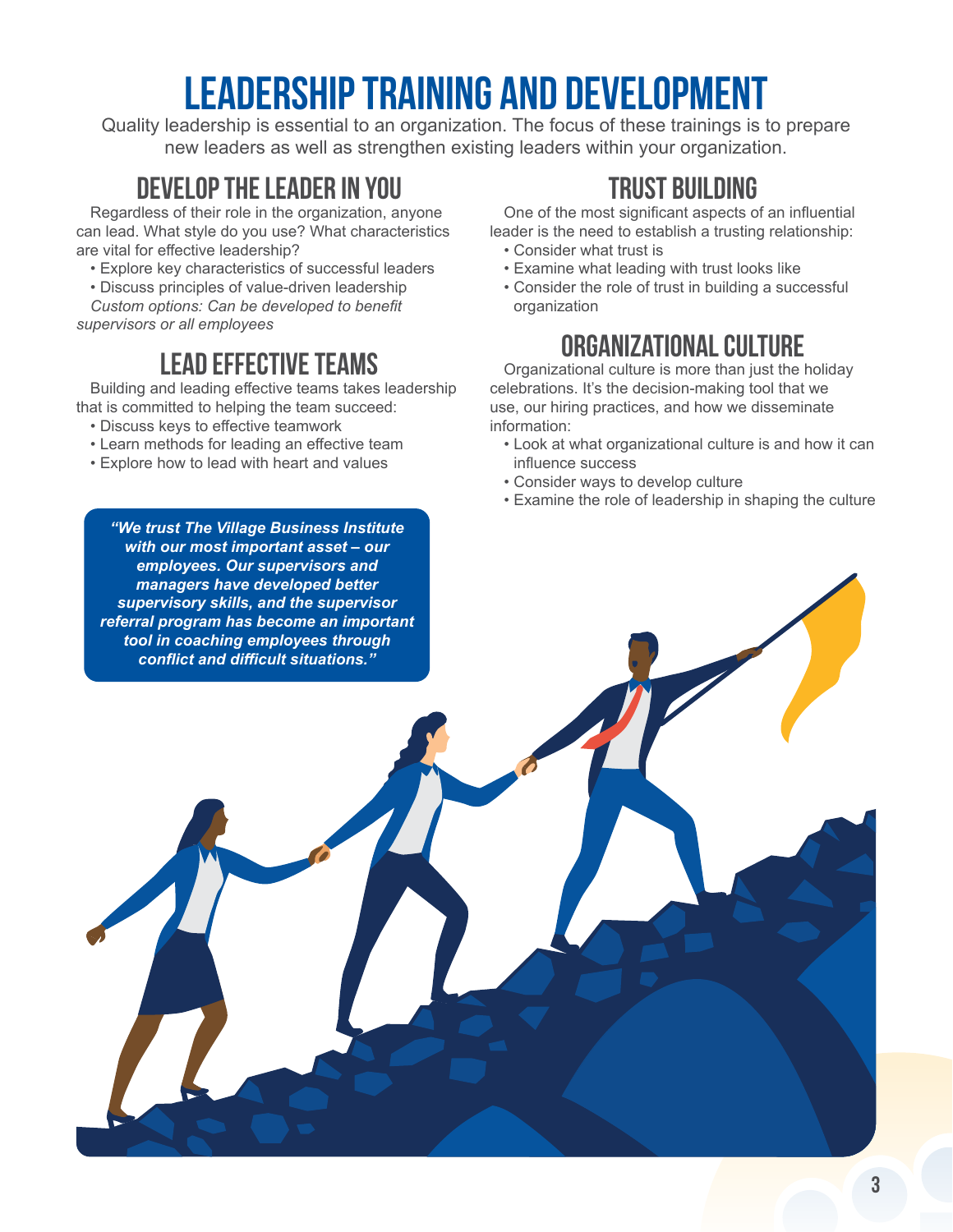# LEADERSHIP TRAINING AND DEVELOPMENT

Quality leadership is essential to an organization. The focus of these trainings is to prepare new leaders as well as strengthen existing leaders within your organization.

## DEVELOP THE LEADER IN YOU

Regardless of their role in the organization, anyone can lead. What style do you use? What characteristics are vital for effective leadership?

- Explore key characteristics of successful leaders
- Discuss principles of value-driven leadership

*Custom options: Can be developed to benefit supervisors or all employees*

## LEAD EFFECTIVE TEAMS

Building and leading effective teams takes leadership that is committed to helping the team succeed:

- Discuss keys to effective teamwork
- Learn methods for leading an effective team
- Explore how to lead with heart and values

***"We trust The Village Business Institute with our most important asset – our employees. Our supervisors and managers have developed better supervisory skills, and the supervisor referral program has become an important tool in coaching employees through conflict and difficult situations."***

## TRUST BUILDING

One of the most significant aspects of an influential leader is the need to establish a trusting relationship:

- Consider what trust is
- Examine what leading with trust looks like
- Consider the role of trust in building a successful organization

## ORGANIZATIONAL CULTURE

Organizational culture is more than just the holiday celebrations. It's the decision-making tool that we use, our hiring practices, and how we disseminate information:

- Look at what organizational culture is and how it can influence success
- Consider ways to develop culture
- Examine the role of leadership in shaping the culture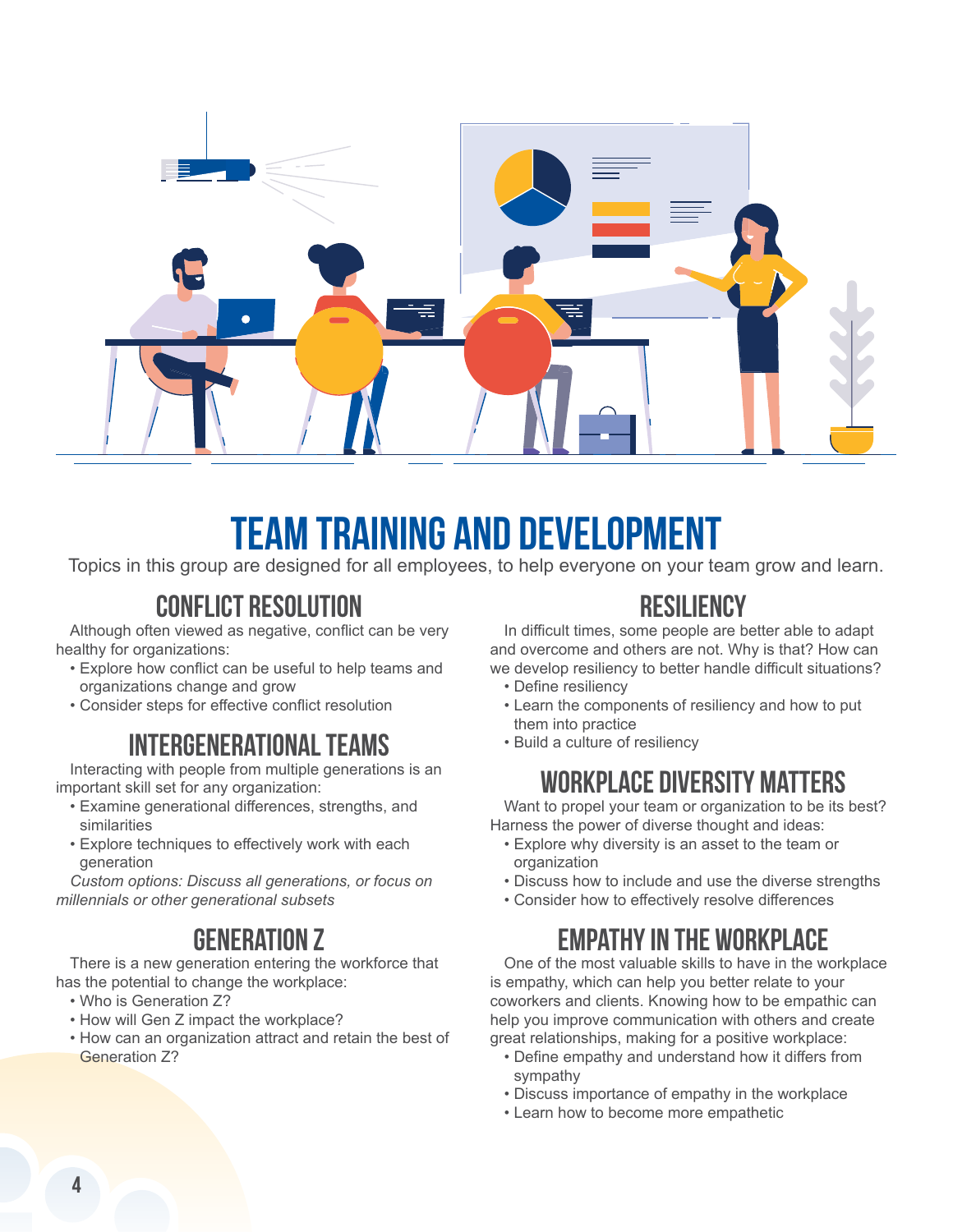# TEAM TRAINING AND DEVELOPMENT

Topics in this group are designed for all employees, to help everyone on your team grow and learn.

## CONFLICT RESOLUTION

Although often viewed as negative, conflict can be very healthy for organizations:

- Explore how conflict can be useful to help teams and organizations change and grow
- Consider steps for effective conflict resolution

## INTERGENERATIONAL TEAMS

Interacting with people from multiple generations is an important skill set for any organization:

- Examine generational differences, strengths, and similarities
- Explore techniques to effectively work with each generation

*Custom options: Discuss all generations, or focus on millennials or other generational subsets*

## GENERATION Z

There is a new generation entering the workforce that has the potential to change the workplace:

- Who is Generation Z?
- How will Gen Z impact the workplace?
- How can an organization attract and retain the best of Generation Z?

## RESILIENCY

In difficult times, some people are better able to adapt and overcome and others are not. Why is that? How can we develop resiliency to better handle difficult situations?

- Define resiliency
- Learn the components of resiliency and how to put them into practice
- Build a culture of resiliency

## WORKPLACE DIVERSITY MATTERS

Want to propel your team or organization to be its best? Harness the power of diverse thought and ideas:

- Explore why diversity is an asset to the team or organization
- Discuss how to include and use the diverse strengths
- Consider how to effectively resolve differences

## EMPATHY IN THE WORKPLACE

One of the most valuable skills to have in the workplace is empathy, which can help you better relate to your coworkers and clients. Knowing how to be empathic can help you improve communication with others and create great relationships, making for a positive workplace:

- Define empathy and understand how it differs from sympathy
- Discuss importance of empathy in the workplace
- Learn how to become more empathetic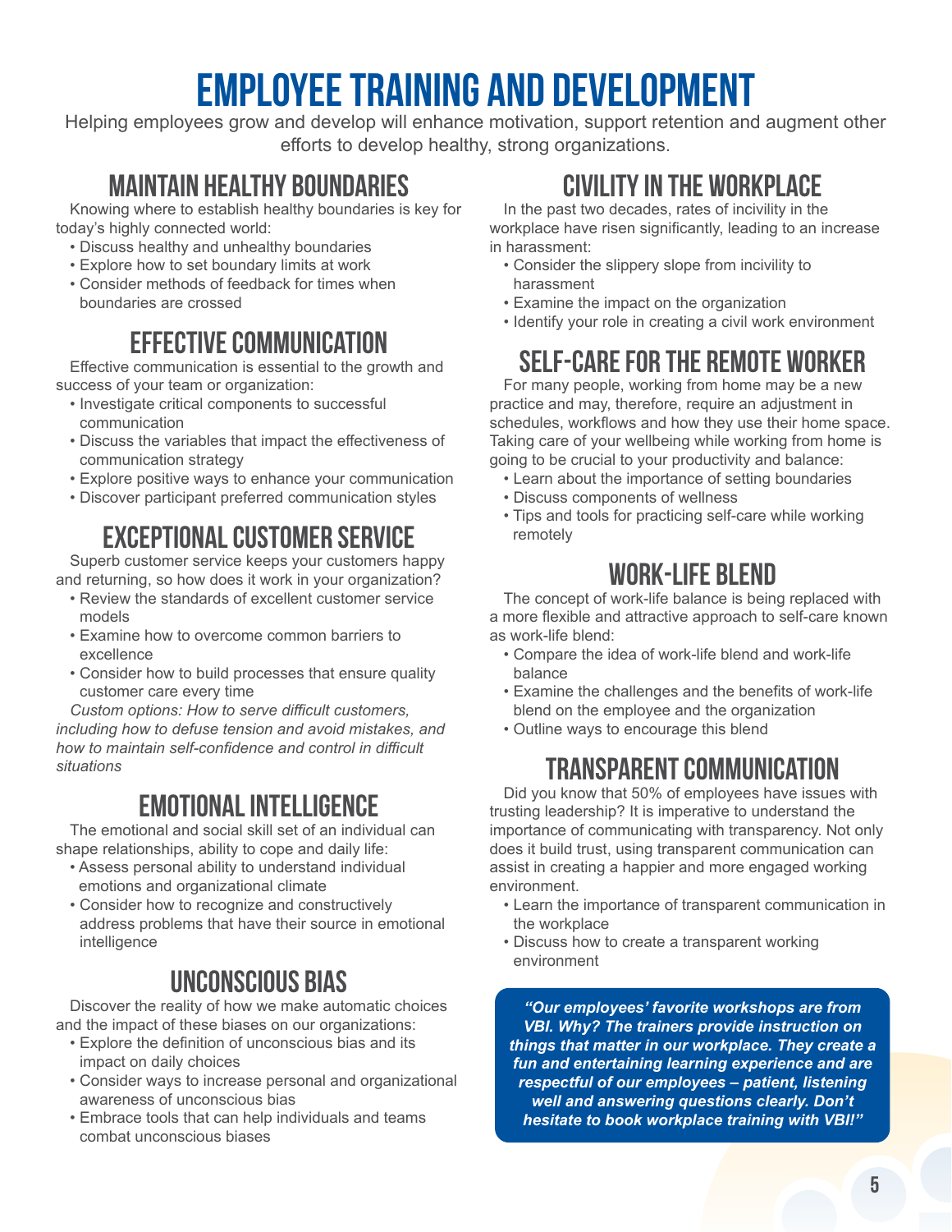# EMPLOYEE TRAINING AND DEVELOPMENT

Helping employees grow and develop will enhance motivation, support retention and augment other efforts to develop healthy, strong organizations.

## MAINTAIN HEALTHY BOUNDARIES

Knowing where to establish healthy boundaries is key for today's highly connected world:

- Discuss healthy and unhealthy boundaries
- Explore how to set boundary limits at work
- Consider methods of feedback for times when boundaries are crossed

## EFFECTIVE COMMUNICATION

Effective communication is essential to the growth and success of your team or organization:

- Investigate critical components to successful communication
- Discuss the variables that impact the effectiveness of communication strategy
- Explore positive ways to enhance your communication
- Discover participant preferred communication styles

## EXCEPTIONAL CUSTOMER SERVICE

Superb customer service keeps your customers happy and returning, so how does it work in your organization?

- Review the standards of excellent customer service models
- Examine how to overcome common barriers to excellence
- Consider how to build processes that ensure quality customer care every time

*Custom options: How to serve difficult customers, including how to defuse tension and avoid mistakes, and how to maintain self-confidence and control in difficult situations*

## EMOTIONAL INTELLIGENCE

The emotional and social skill set of an individual can shape relationships, ability to cope and daily life:

- Assess personal ability to understand individual emotions and organizational climate
- Consider how to recognize and constructively address problems that have their source in emotional intelligence

## UNCONSCIOUS BIAS

Discover the reality of how we make automatic choices and the impact of these biases on our organizations:

- Explore the definition of unconscious bias and its impact on daily choices
- Consider ways to increase personal and organizational awareness of unconscious bias
- Embrace tools that can help individuals and teams combat unconscious biases

## CIVILITY IN THE WORKPLACE

In the past two decades, rates of incivility in the workplace have risen significantly, leading to an increase in harassment:

- Consider the slippery slope from incivility to harassment
- Examine the impact on the organization
- Identify your role in creating a civil work environment

## SELF-CARE FOR THE REMOTE WORKER

For many people, working from home may be a new practice and may, therefore, require an adjustment in schedules, workflows and how they use their home space. Taking care of your wellbeing while working from home is going to be crucial to your productivity and balance:

- Learn about the importance of setting boundaries
- Discuss components of wellness
- Tips and tools for practicing self-care while working remotely

## WORK-LIFE BLEND

The concept of work-life balance is being replaced with a more flexible and attractive approach to self-care known as work-life blend:

- Compare the idea of work-life blend and work-life balance
- Examine the challenges and the benefits of work-life blend on the employee and the organization
- Outline ways to encourage this blend

## TRANSPARENT COMMUNICATION

Did you know that 50% of employees have issues with trusting leadership? It is imperative to understand the importance of communicating with transparency. Not only does it build trust, using transparent communication can assist in creating a happier and more engaged working environment.

- Learn the importance of transparent communication in the workplace
- Discuss how to create a transparent working environment

***"Our employees' favorite workshops are from VBI. Why? The trainers provide instruction on things that matter in our workplace. They create a fun and entertaining learning experience and are respectful of our employees – patient, listening well and answering questions clearly. Don't hesitate to book workplace training with VBI!"***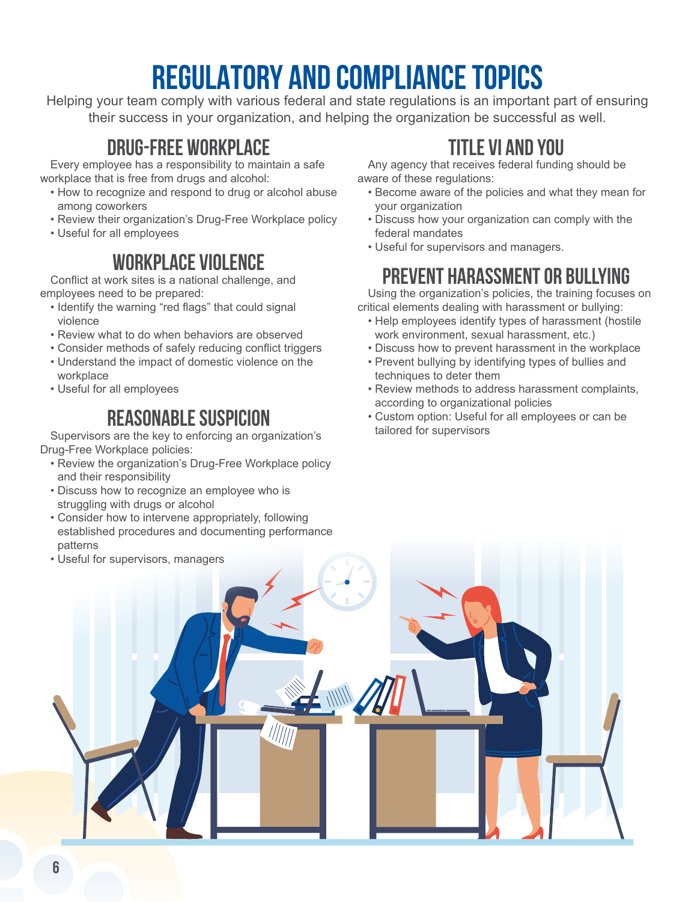# REGULATORY AND COMPLIANCE TOPICS

Helping your team comply with various federal and state regulations is an important part of ensuring their success in your organization, and helping the organization be successful as well.

## DRUG-FREE WORKPLACE

Every employee has a responsibility to maintain a safe workplace that is free from drugs and alcohol:

- How to recognize and respond to drug or alcohol abuse among coworkers
- Review their organization's Drug-Free Workplace policy
- Useful for all employees

## WORKPLACE VIOLENCE

Conflict at work sites is a national challenge, and employees need to be prepared:

- Identify the warning "red flags" that could signal violence
- Review what to do when behaviors are observed
- Consider methods of safely reducing conflict triggers
- Understand the impact of domestic violence on the workplace
- Useful for all employees

## REASONABLE SUSPICION

Supervisors are the key to enforcing an organization's Drug-Free Workplace policies:

- Review the organization's Drug-Free Workplace policy and their responsibility
- Discuss how to recognize an employee who is struggling with drugs or alcohol
- Consider how to intervene appropriately, following established procedures and documenting performance patterns
- Useful for supervisors, managers

## TITLE VI AND YOU

Any agency that receives federal funding should be aware of these regulations:

- Become aware of the policies and what they mean for your organization
- Discuss how your organization can comply with the federal mandates
- Useful for supervisors and managers.

## PREVENT HARASSMENT OR BULLYING

Using the organization's policies, the training focuses on critical elements dealing with harassment or bullying:

- Help employees identify types of harassment (hostile work environment, sexual harassment, etc.)
- Discuss how to prevent harassment in the workplace
- Prevent bullying by identifying types of bullies and techniques to deter them
- Review methods to address harassment complaints, according to organizational policies
- Custom option: Useful for all employees or can be tailored for supervisors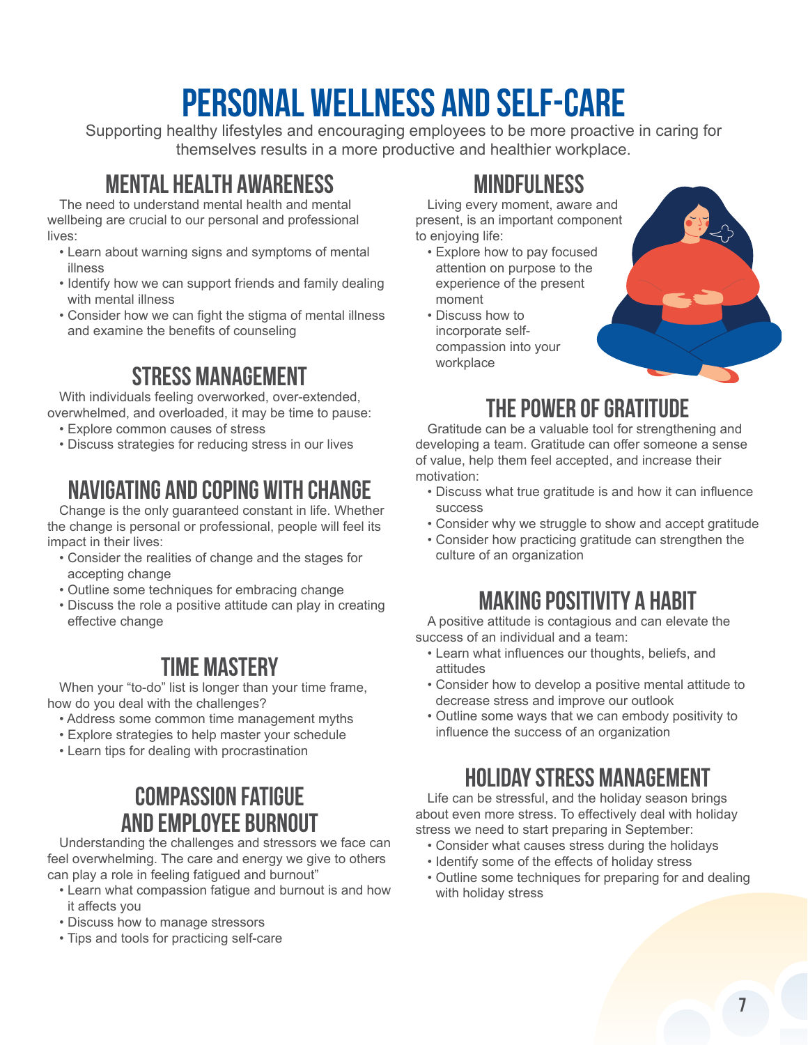# PERSONAL WELLNESS AND SELF-CARE

Supporting healthy lifestyles and encouraging employees to be more proactive in caring for themselves results in a more productive and healthier workplace.

## MENTAL HEALTH AWARENESS

The need to understand mental health and mental wellbeing are crucial to our personal and professional lives:

- Learn about warning signs and symptoms of mental illness
- Identify how we can support friends and family dealing with mental illness
- Consider how we can fight the stigma of mental illness and examine the benefits of counseling

## STRESS MANAGEMENT

With individuals feeling overworked, over-extended, overwhelmed, and overloaded, it may be time to pause:

- Explore common causes of stress
- Discuss strategies for reducing stress in our lives

## NAVIGATING AND COPING WITH CHANGE

Change is the only guaranteed constant in life. Whether the change is personal or professional, people will feel its impact in their lives:

- Consider the realities of change and the stages for accepting change
- Outline some techniques for embracing change
- Discuss the role a positive attitude can play in creating effective change

## TIME MASTERY

When your "to-do" list is longer than your time frame, how do you deal with the challenges?

- Address some common time management myths
- Explore strategies to help master your schedule
- Learn tips for dealing with procrastination

## COMPASSION FATIGUE AND EMPLOYEE BURNOUT

Understanding the challenges and stressors we face can feel overwhelming. The care and energy we give to others can play a role in feeling fatigued and burnout"

- Learn what compassion fatigue and burnout is and how it affects you
- Discuss how to manage stressors
- Tips and tools for practicing self-care

## MINDFULNESS

Living every moment, aware and present, is an important component to enjoying life:

- Explore how to pay focused attention on purpose to the experience of the present moment
- Discuss how to incorporate self-compassion into your workplace

## THE POWER OF GRATITUDE

Gratitude can be a valuable tool for strengthening and developing a team. Gratitude can offer someone a sense of value, help them feel accepted, and increase their motivation:

- Discuss what true gratitude is and how it can influence success
- Consider why we struggle to show and accept gratitude
- Consider how practicing gratitude can strengthen the culture of an organization

## MAKING POSITIVITY A HABIT

A positive attitude is contagious and can elevate the success of an individual and a team:

- Learn what influences our thoughts, beliefs, and attitudes
- Consider how to develop a positive mental attitude to decrease stress and improve our outlook
- Outline some ways that we can embody positivity to influence the success of an organization

## HOLIDAY STRESS MANAGEMENT

Life can be stressful, and the holiday season brings about even more stress. To effectively deal with holiday stress we need to start preparing in September:

- Consider what causes stress during the holidays
- Identify some of the effects of holiday stress
- Outline some techniques for preparing for and dealing with holiday stress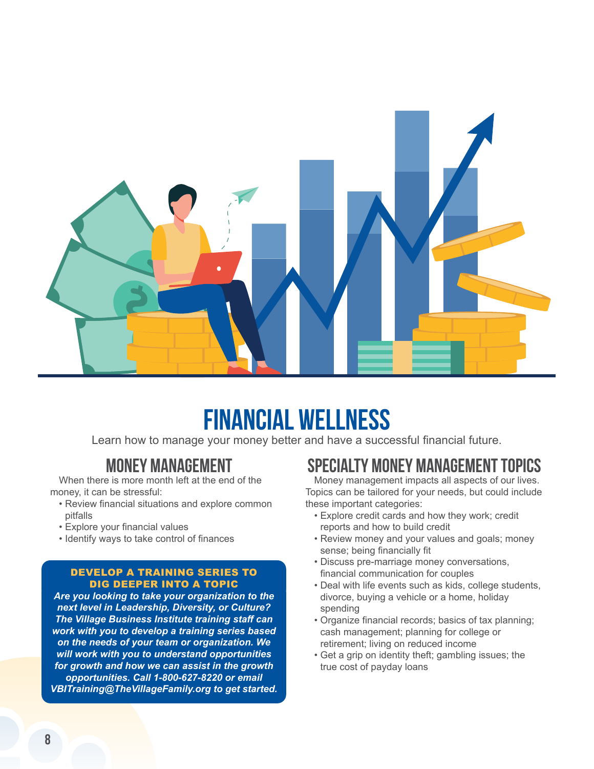# FINANCIAL WELLNESS

Learn how to manage your money better and have a successful financial future.

## MONEY MANAGEMENT

When there is more month left at the end of the money, it can be stressful:

- Review financial situations and explore common pitfalls
- Explore your financial values
- Identify ways to take control of finances

**DEVELOP A TRAINING SERIES TO DIG DEEPER INTO A TOPIC**

***Are you looking to take your organization to the next level in Leadership, Diversity, or Culture? The Village Business Institute training staff can work with you to develop a training series based on the needs of your team or organization. We will work with you to understand opportunities for growth and how we can assist in the growth opportunities. Call 1-800-627-8220 or email VBITraining@TheVillageFamily.org to get started.***

## SPECIALTY MONEY MANAGEMENT TOPICS

Money management impacts all aspects of our lives. Topics can be tailored for your needs, but could include these important categories:

- Explore credit cards and how they work; credit reports and how to build credit
- Review money and your values and goals; money sense; being financially fit
- Discuss pre-marriage money conversations, financial communication for couples
- Deal with life events such as kids, college students, divorce, buying a vehicle or a home, holiday spending
- Organize financial records; basics of tax planning; cash management; planning for college or retirement; living on reduced income
- Get a grip on identity theft; gambling issues; the true cost of payday loans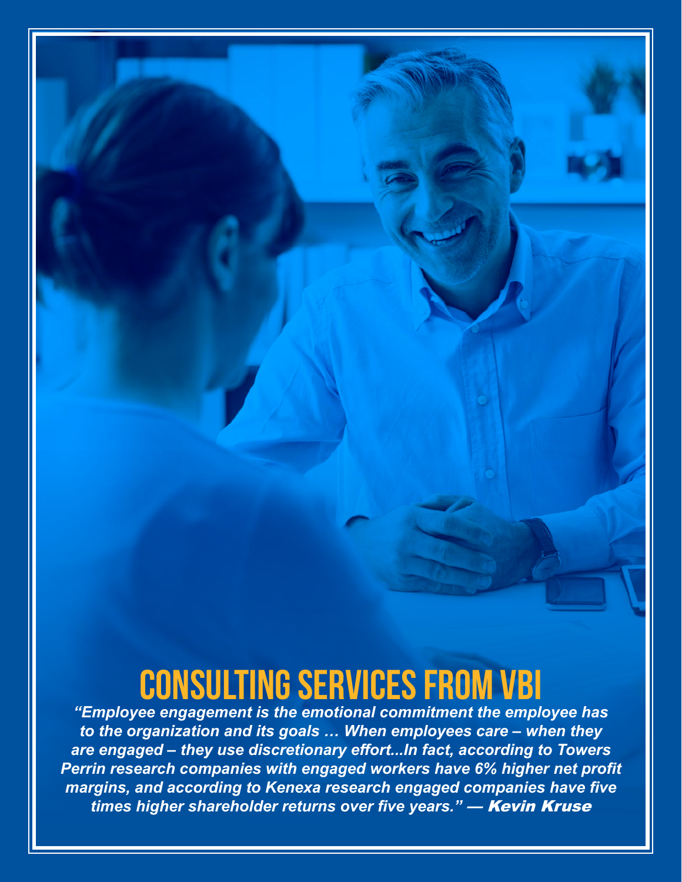# CONSULTING SERVICES FROM VBI

*"Employee engagement is the emotional commitment the employee has to the organization and its goals … When employees care – when they are engaged – they use discretionary effort...In fact, according to Towers Perrin research companies with engaged workers have 6% higher net profit margins, and according to Kenexa research engaged companies have five times higher shareholder returns over five years."* — ***Kevin Kruse***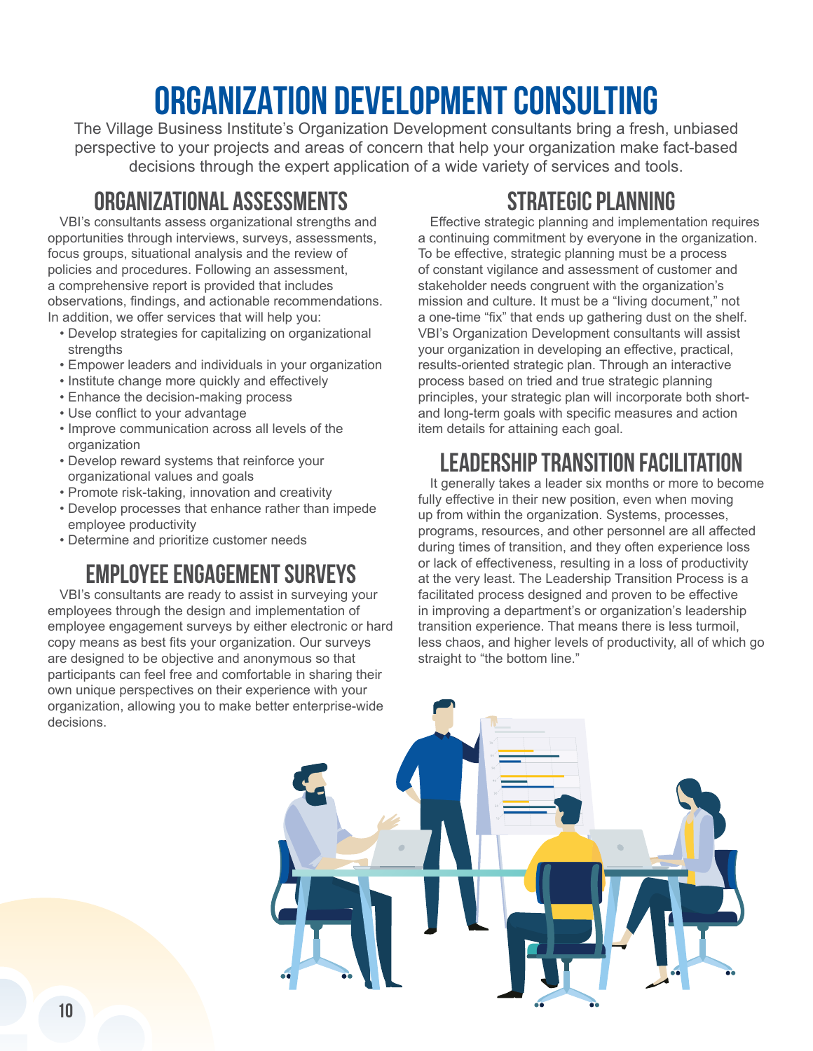# Organization Development Consulting

The Village Business Institute's Organization Development consultants bring a fresh, unbiased perspective to your projects and areas of concern that help your organization make fact-based decisions through the expert application of a wide variety of services and tools.

## Organizational Assessments

VBI's consultants assess organizational strengths and opportunities through interviews, surveys, assessments, focus groups, situational analysis and the review of policies and procedures. Following an assessment, a comprehensive report is provided that includes observations, findings, and actionable recommendations. In addition, we offer services that will help you:

- Develop strategies for capitalizing on organizational strengths
- Empower leaders and individuals in your organization
- Institute change more quickly and effectively
- Enhance the decision-making process
- Use conflict to your advantage
- Improve communication across all levels of the organization
- Develop reward systems that reinforce your organizational values and goals
- Promote risk-taking, innovation and creativity
- Develop processes that enhance rather than impede employee productivity
- Determine and prioritize customer needs

## Employee Engagement Surveys

VBI's consultants are ready to assist in surveying your employees through the design and implementation of employee engagement surveys by either electronic or hard copy means as best fits your organization. Our surveys are designed to be objective and anonymous so that participants can feel free and comfortable in sharing their own unique perspectives on their experience with your organization, allowing you to make better enterprise-wide decisions.

## Strategic Planning

Effective strategic planning and implementation requires a continuing commitment by everyone in the organization. To be effective, strategic planning must be a process of constant vigilance and assessment of customer and stakeholder needs congruent with the organization's mission and culture. It must be a "living document," not a one-time "fix" that ends up gathering dust on the shelf. VBI's Organization Development consultants will assist your organization in developing an effective, practical, results-oriented strategic plan. Through an interactive process based on tried and true strategic planning principles, your strategic plan will incorporate both short- and long-term goals with specific measures and action item details for attaining each goal.

## Leadership Transition Facilitation

It generally takes a leader six months or more to become fully effective in their new position, even when moving up from within the organization. Systems, processes, programs, resources, and other personnel are all affected during times of transition, and they often experience loss or lack of effectiveness, resulting in a loss of productivity at the very least. The Leadership Transition Process is a facilitated process designed and proven to be effective in improving a department's or organization's leadership transition experience. That means there is less turmoil, less chaos, and higher levels of productivity, all of which go straight to "the bottom line."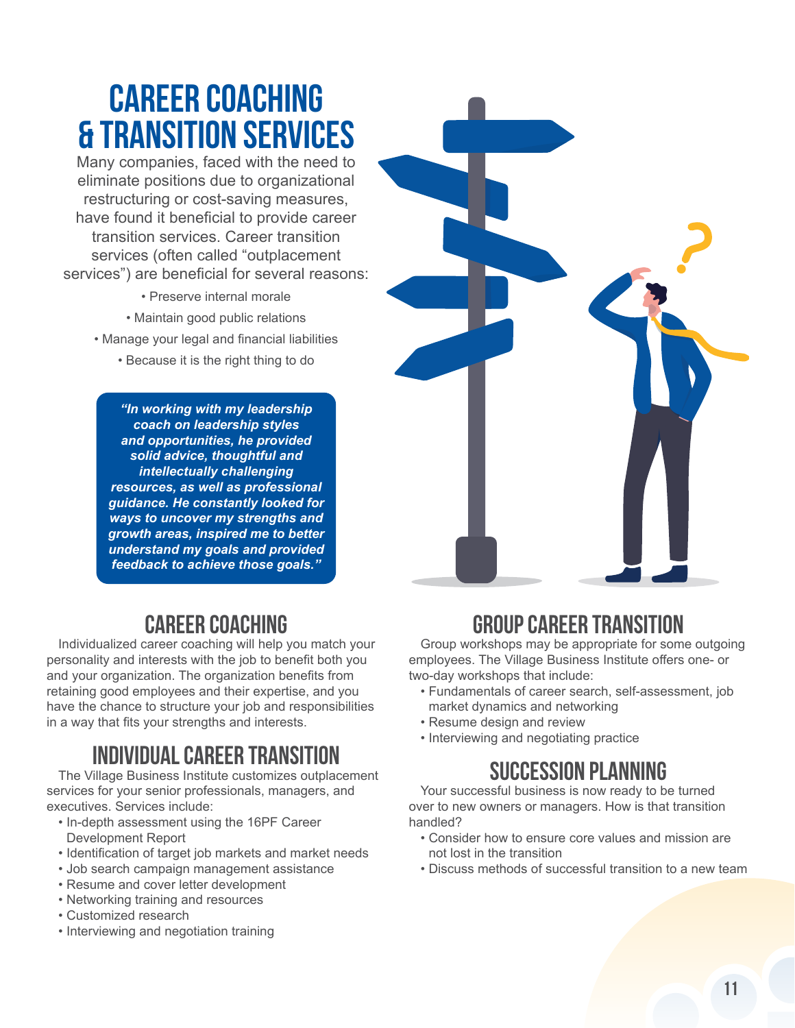# CAREER COACHING & TRANSITION SERVICES

Many companies, faced with the need to eliminate positions due to organizational restructuring or cost-saving measures, have found it beneficial to provide career transition services. Career transition services (often called “outplacement services”) are beneficial for several reasons:

- Preserve internal morale
- Maintain good public relations
- Manage your legal and financial liabilities
- Because it is the right thing to do

> ***“In working with my leadership coach on leadership styles and opportunities, he provided solid advice, thoughtful and intellectually challenging resources, as well as professional guidance. He constantly looked for ways to uncover my strengths and growth areas, inspired me to better understand my goals and provided feedback to achieve those goals.”***

## CAREER COACHING

Individualized career coaching will help you match your personality and interests with the job to benefit both you and your organization. The organization benefits from retaining good employees and their expertise, and you have the chance to structure your job and responsibilities in a way that fits your strengths and interests.

## INDIVIDUAL CAREER TRANSITION

The Village Business Institute customizes outplacement services for your senior professionals, managers, and executives. Services include:

- In-depth assessment using the 16PF Career Development Report
- Identification of target job markets and market needs
- Job search campaign management assistance
- Resume and cover letter development
- Networking training and resources
- Customized research
- Interviewing and negotiation training

## GROUP CAREER TRANSITION

Group workshops may be appropriate for some outgoing employees. The Village Business Institute offers one- or two-day workshops that include:

- Fundamentals of career search, self-assessment, job market dynamics and networking
- Resume design and review
- Interviewing and negotiating practice

## SUCCESSION PLANNING

Your successful business is now ready to be turned over to new owners or managers. How is that transition handled?

- Consider how to ensure core values and mission are not lost in the transition
- Discuss methods of successful transition to a new team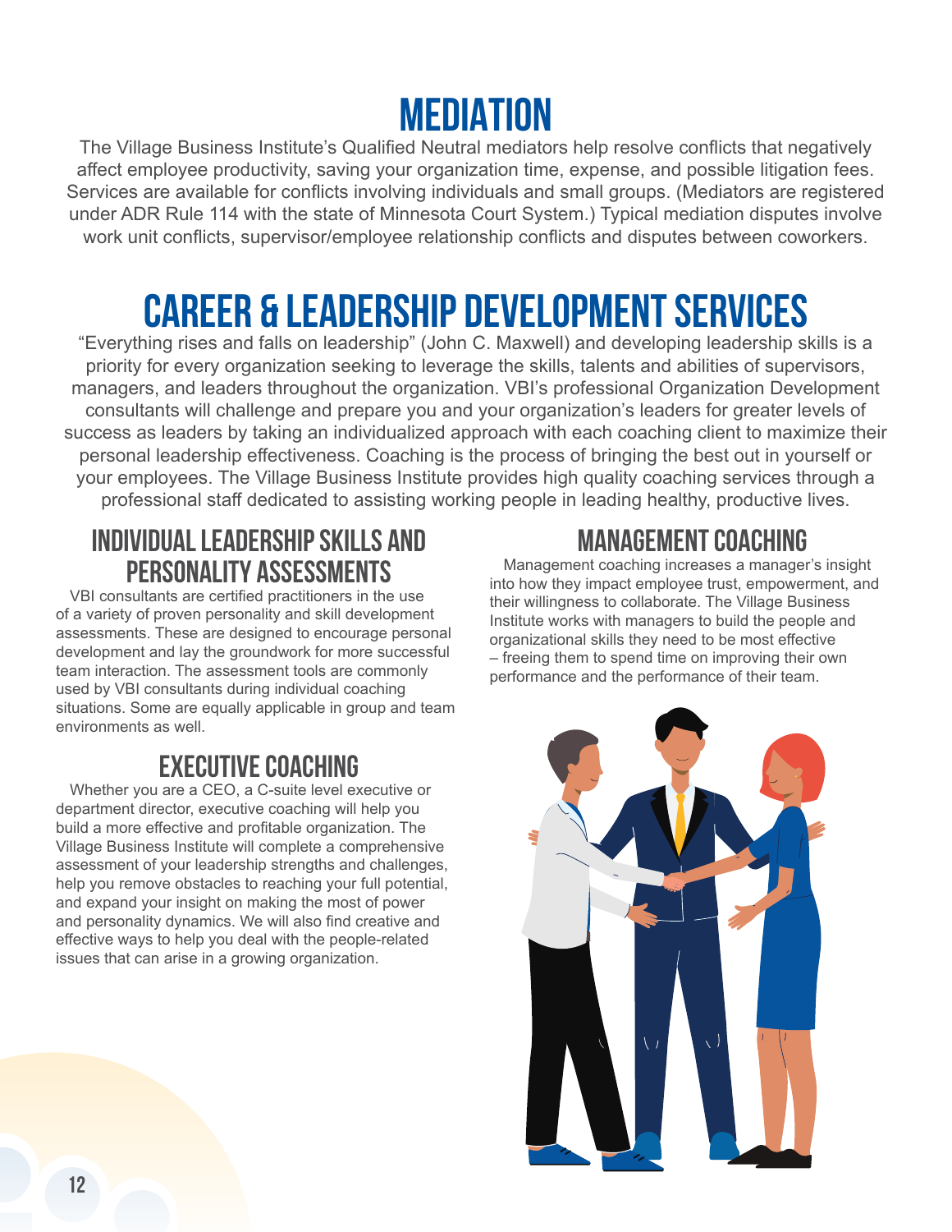# MEDIATION

The Village Business Institute's Qualified Neutral mediators help resolve conflicts that negatively affect employee productivity, saving your organization time, expense, and possible litigation fees. Services are available for conflicts involving individuals and small groups. (Mediators are registered under ADR Rule 114 with the state of Minnesota Court System.) Typical mediation disputes involve work unit conflicts, supervisor/employee relationship conflicts and disputes between coworkers.

# CAREER & LEADERSHIP DEVELOPMENT SERVICES

"Everything rises and falls on leadership" (John C. Maxwell) and developing leadership skills is a priority for every organization seeking to leverage the skills, talents and abilities of supervisors, managers, and leaders throughout the organization. VBI's professional Organization Development consultants will challenge and prepare you and your organization's leaders for greater levels of success as leaders by taking an individualized approach with each coaching client to maximize their personal leadership effectiveness. Coaching is the process of bringing the best out in yourself or your employees. The Village Business Institute provides high quality coaching services through a professional staff dedicated to assisting working people in leading healthy, productive lives.

## INDIVIDUAL LEADERSHIP SKILLS AND PERSONALITY ASSESSMENTS

VBI consultants are certified practitioners in the use of a variety of proven personality and skill development assessments. These are designed to encourage personal development and lay the groundwork for more successful team interaction. The assessment tools are commonly used by VBI consultants during individual coaching situations. Some are equally applicable in group and team environments as well.

## EXECUTIVE COACHING

Whether you are a CEO, a C-suite level executive or department director, executive coaching will help you build a more effective and profitable organization. The Village Business Institute will complete a comprehensive assessment of your leadership strengths and challenges, help you remove obstacles to reaching your full potential, and expand your insight on making the most of power and personality dynamics. We will also find creative and effective ways to help you deal with the people-related issues that can arise in a growing organization.

## MANAGEMENT COACHING

Management coaching increases a manager's insight into how they impact employee trust, empowerment, and their willingness to collaborate. The Village Business Institute works with managers to build the people and organizational skills they need to be most effective – freeing them to spend time on improving their own performance and the performance of their team.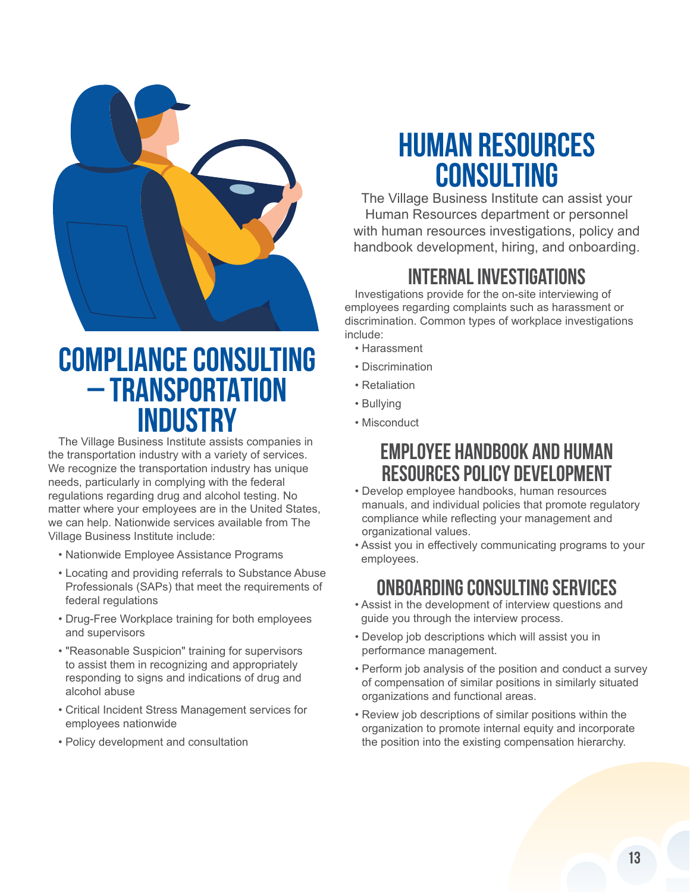# COMPLIANCE CONSULTING – TRANSPORTATION INDUSTRY

The Village Business Institute assists companies in the transportation industry with a variety of services. We recognize the transportation industry has unique needs, particularly in complying with the federal regulations regarding drug and alcohol testing. No matter where your employees are in the United States, we can help. Nationwide services available from The Village Business Institute include:

- Nationwide Employee Assistance Programs
- Locating and providing referrals to Substance Abuse Professionals (SAPs) that meet the requirements of federal regulations
- Drug-Free Workplace training for both employees and supervisors
- "Reasonable Suspicion" training for supervisors to assist them in recognizing and appropriately responding to signs and indications of drug and alcohol abuse
- Critical Incident Stress Management services for employees nationwide
- Policy development and consultation

# HUMAN RESOURCES CONSULTING

The Village Business Institute can assist your Human Resources department or personnel with human resources investigations, policy and handbook development, hiring, and onboarding.

## INTERNAL INVESTIGATIONS

Investigations provide for the on-site interviewing of employees regarding complaints such as harassment or discrimination. Common types of workplace investigations include:

- Harassment
- Discrimination
- Retaliation
- Bullying
- Misconduct

## EMPLOYEE HANDBOOK AND HUMAN RESOURCES POLICY DEVELOPMENT

- Develop employee handbooks, human resources manuals, and individual policies that promote regulatory compliance while reflecting your management and organizational values.
- Assist you in effectively communicating programs to your employees.

## ONBOARDING CONSULTING SERVICES

- Assist in the development of interview questions and guide you through the interview process.
- Develop job descriptions which will assist you in performance management.
- Perform job analysis of the position and conduct a survey of compensation of similar positions in similarly situated organizations and functional areas.
- Review job descriptions of similar positions within the organization to promote internal equity and incorporate the position into the existing compensation hierarchy.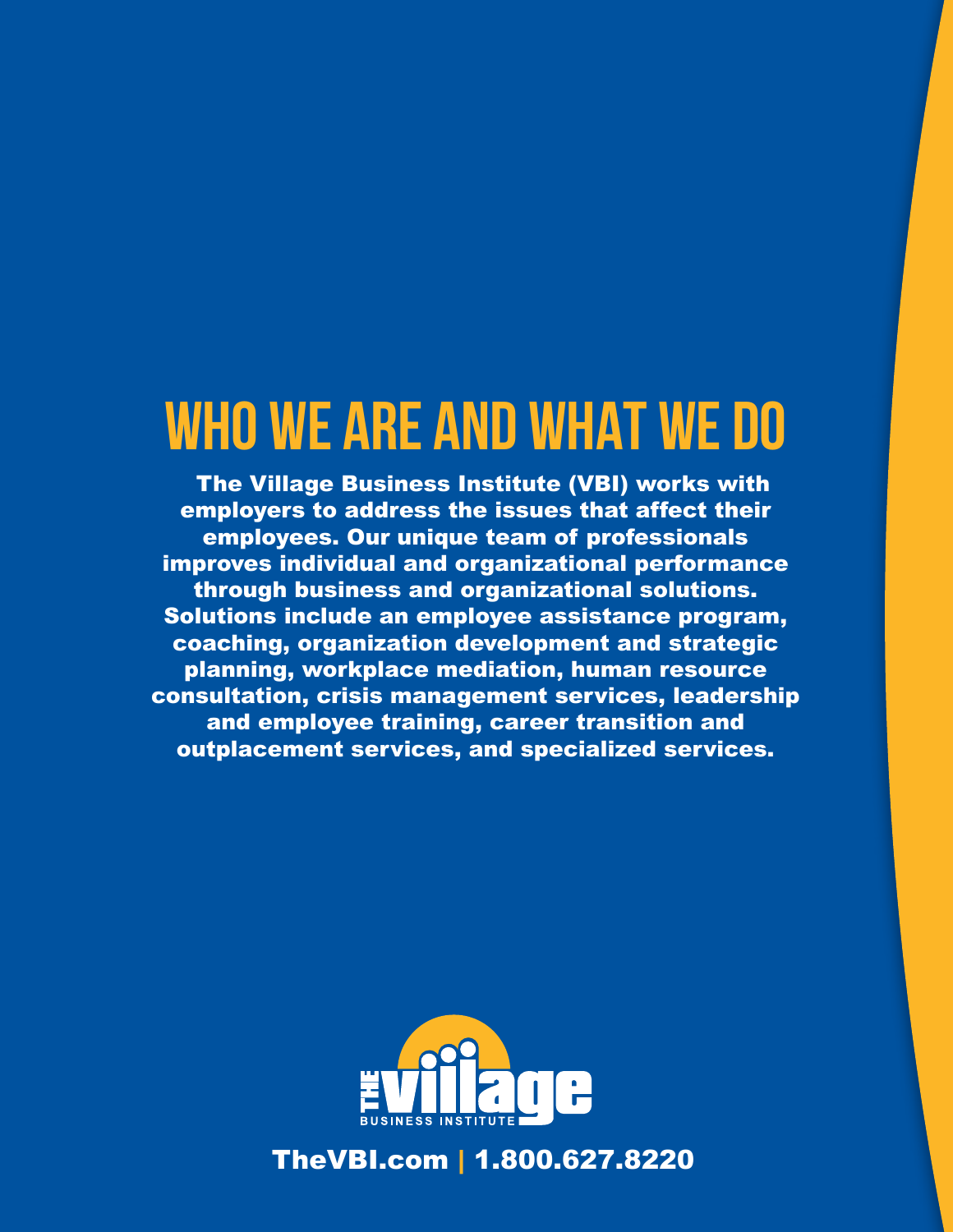# WHO WE ARE AND WHAT WE DO

**The Village Business Institute (VBI) works with employers to address the issues that affect their employees. Our unique team of professionals improves individual and organizational performance through business and organizational solutions. Solutions include an employee assistance program, coaching, organization development and strategic planning, workplace mediation, human resource consultation, crisis management services, leadership and employee training, career transition and outplacement services, and specialized services.**

THE village BUSINESS INSTITUTE

**TheVBI.com | 1.800.627.8220**